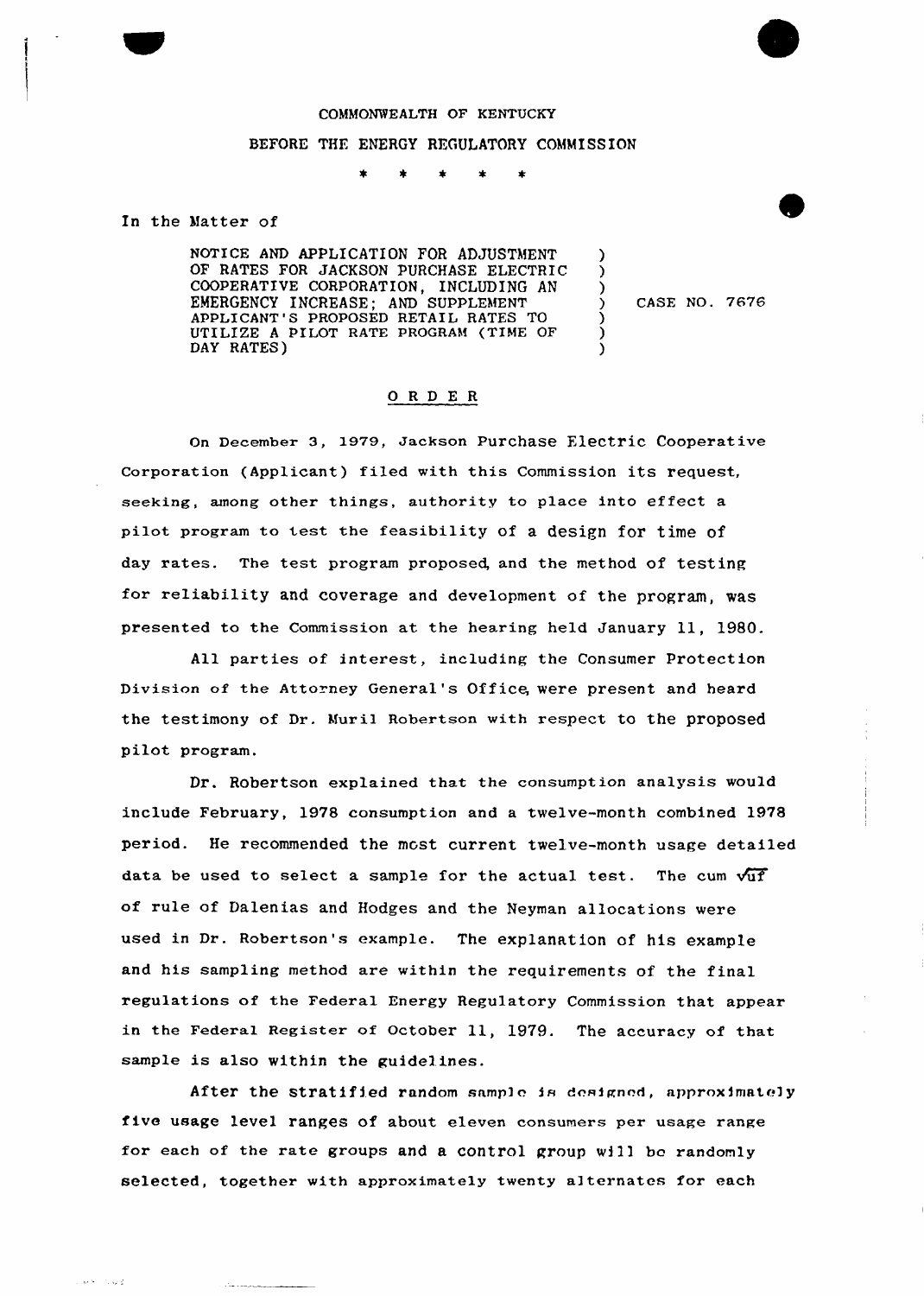COMMONWEALTH OF KENTUCKY

BEFORE THE ENERGY REGULATORY COMMISSION

\* \* \* \* \*

In the Matter of

NOTICE AND APPLICATION FOR ADJUSTMENT OF RATES FOR JACKSON PURCHASE ELECTRIC COOPERATIVE CORPORATION, INCLUDING AN EMERGENCY INCREASE; AND SUPPLEMENT APPLICANT'S PROPOSED RETAIL RATES TO UTILIZE A PILOT RATE PROGRAM (TIME OF DAY RATES) ) CASE NO. 7676

## O R D E R

On December 3, 1979, Jackson Purchase Electric Cooperative Corporation (Applicant) filed with this Commission its request, seeking, among other things, authority to place into effect a pilot program to test the feasibility of a design for time of day rates. The test program proposed, and the method of testing for reliability and coverage and development of the program, was presented to the Commission at the hearing held January 11, 1980.

All parties of interest, including the Consumer Protection Division of the Attorney General's Office, were present and heard the testimony of Dr. Muril Robertson with respect to the proposed pilot program.

Dr. Robertson explained that the consumption analysis would include February, 1978 consumption and a twelve-month combined 1978 period. He recommended the most current twelve-month usage detailed data be used to select a sample for the actual test. The cum $\sqrt{uf}$ of rule of Dalenias and Hodges and the Neyman allocations were used in Dr. Robertson's example. The explanation of his example and his sampling method are within the requirements of the final regulations of the Federal Energy Regulatory Commission that appear in the Federal Register of October 11, 1979. The accuracy of that sample is also within the guidelines.

After the stratified random sample is designed, approximately five usage level ranges of about eleven consumers per usage range for each of the rate groups and a control group will be randomly selected, together with approximately twenty alternates for each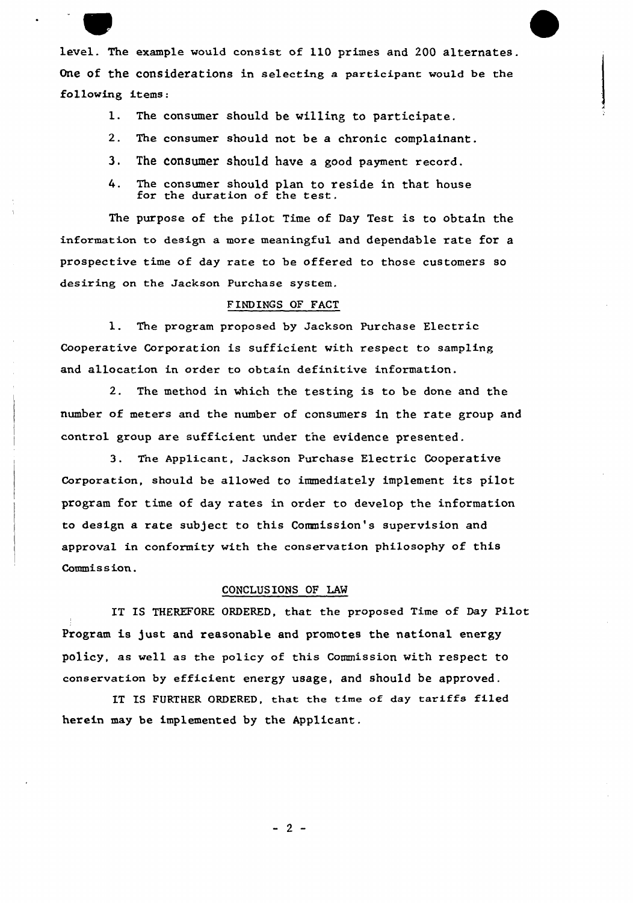level. The example would consist of 110 primes and 200 alternates. One of the considerations in selecting a participant would be the following items:

1. The consumer should be willing to participate.
2. The consumer should not be a chronic complainant.
3. The consumer should have a good payment record.
4. The consumer should plan to reside in that house for the duration of the test.

The purpose of the pilot Time of Day Test is to obtain the information to design a more meaningful and dependable rate for a prospective time of day rate to be offered to those customers so desiring on the Jackson Purchase system.

## FINDINGS OF FACT

1. The program proposed by Jackson Purchase Electric Cooperative Corporation is sufficient with respect to sampling and allocation in order to obtain definitive information.

2. The method in which the testing is to be done and the number of meters and the number of consumers in the rate group and control group are sufficient under the evidence presented.

3. The Applicant, Jackson Purchase Electric Cooperative Corporation, should be allowed to immediately implement its pilot program for time of day rates in order to develop the information to design a rate subject to this Commission's supervision and approval in conformity with the conservation philosophy of this Commission.

## CONCLUSIONS OF LAW

IT IS THEREFORE ORDERED, that the proposed Time of Day Pilot Program is just and reasonable and promotes the national energy policy, as well as the policy of this Commission with respect to conservation by efficient energy usage, and should be approved.

IT IS FURTHER ORDERED, that the time of day tariffs filed herein may be implemented by the Applicant.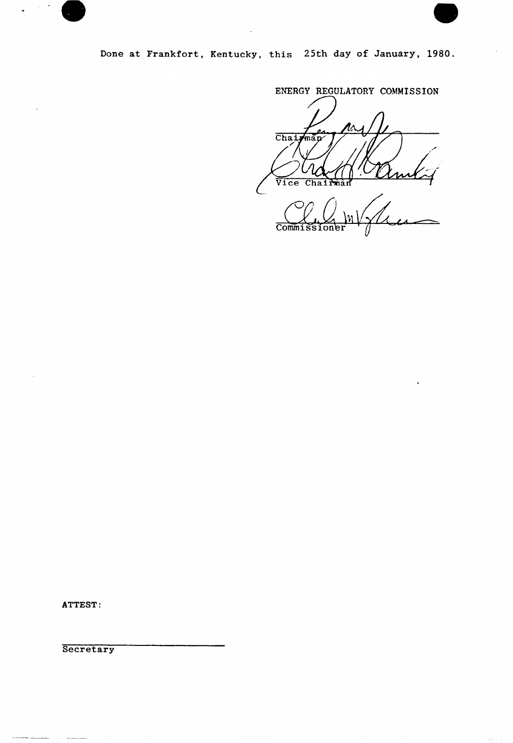Done at Frankfort, Kentucky, this 25th day of January, 1980.

ENERGY REGULATORY COMMISSION

Chairman

Vice Chairman

Commissioner

ATTEST:

Secretary